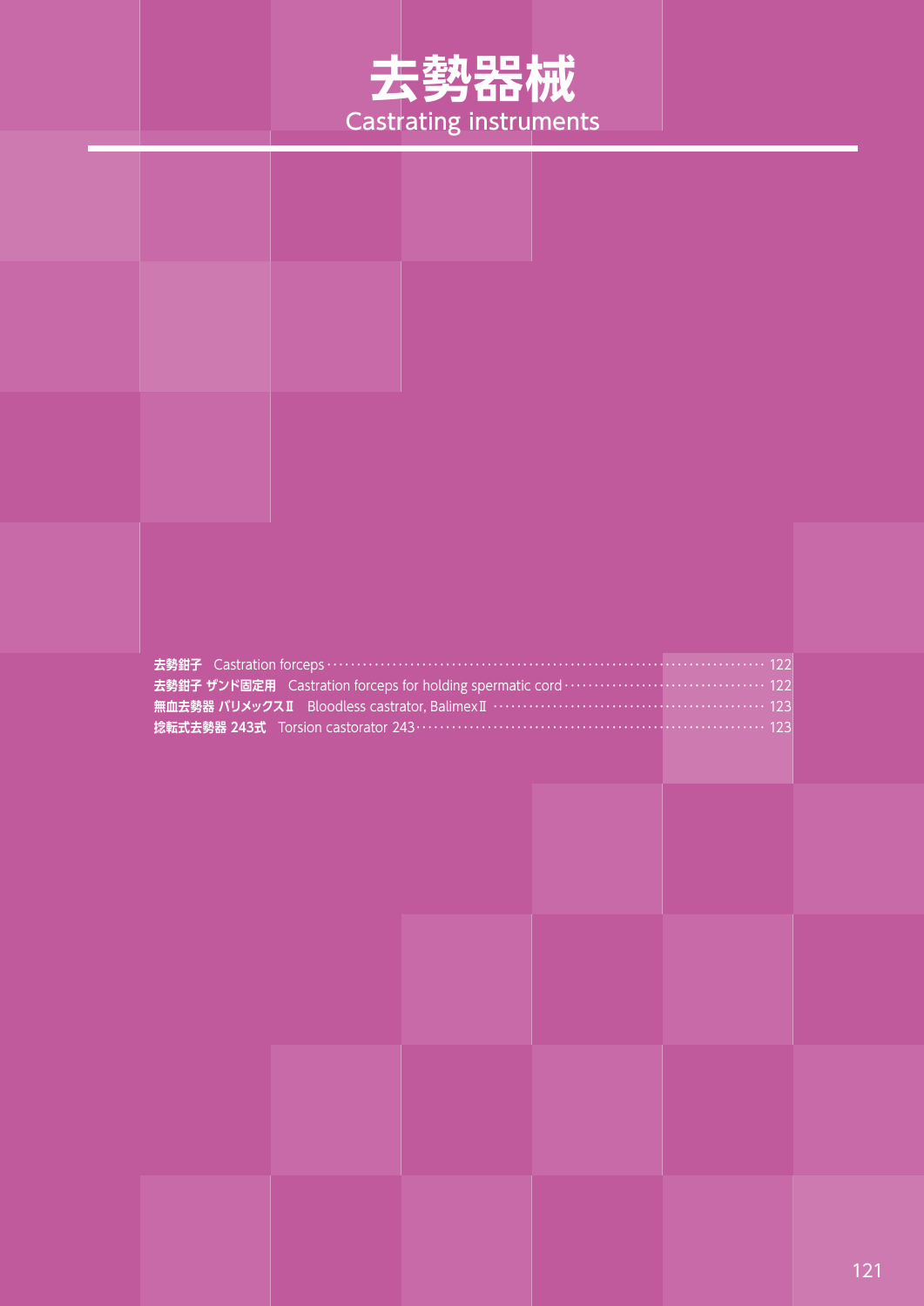# 去勢器械

## Castrating instruments

- **去勢鉗子**　Castration forceps ………… 122
- **去勢鉗子 ザンド固定用**　Castration forceps for holding spermatic cord ………… 122
- **無血去勢器 バリメックスⅡ**　Bloodless castrator, BalimexⅡ ………… 123
- **捻転式去勢器 243式**　Torsion castorator 243 ………… 123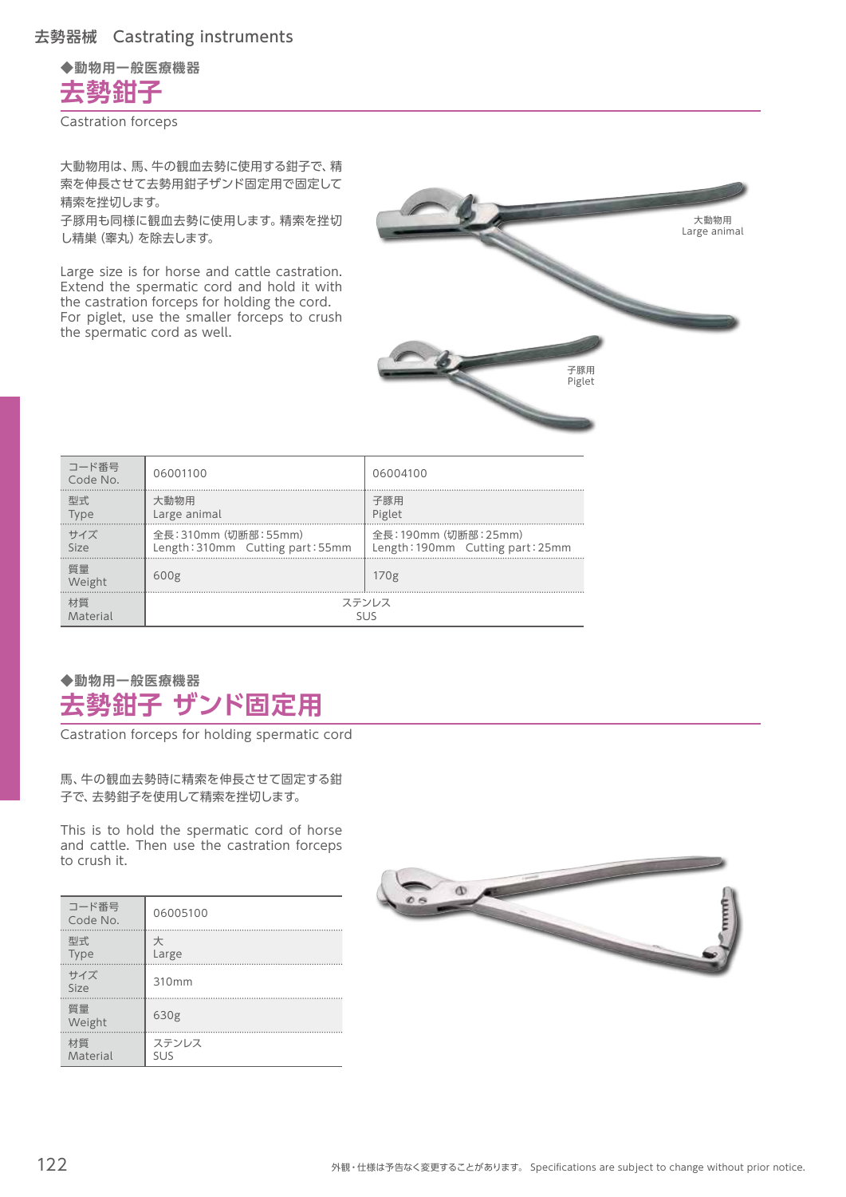去勢器械　Castrating instruments

◆動物用一般医療機器

# 去勢鉗子

Castration forceps

大動物用は、馬、牛の観血去勢に使用する鉗子で、精索を伸長させて去勢用鉗子ザンド固定用で固定して精索を挫切します。
子豚用も同様に観血去勢に使用します。精索を挫切し精巣（睾丸）を除去します。

Large size is for horse and cattle castration. Extend the spermatic cord and hold it with the castration forceps for holding the cord. For piglet, use the smaller forceps to crush the spermatic cord as well.

大動物用
Large animal

子豚用
Piglet

| コード番号 Code No. | 06001100 | 06004100 |
|---|---|---|
| 型式 Type | 大動物用 Large animal | 子豚用 Piglet |
| サイズ Size | 全長：310mm（切断部：55mm） Length：310mm　Cutting part：55mm | 全長：190mm（切断部：25mm） Length：190mm　Cutting part：25mm |
| 質量 Weight | 600g | 170g |
| 材質 Material | ステンレス SUS | |

◆動物用一般医療機器

# 去勢鉗子 ザンド固定用

Castration forceps for holding spermatic cord

馬、牛の観血去勢時に精索を伸長させて固定する鉗子で、去勢鉗子を使用して精索を挫切します。

This is to hold the spermatic cord of horse and cattle. Then use the castration forceps to crush it.

| コード番号 Code No. | 06005100 |
|---|---|
| 型式 Type | 大 Large |
| サイズ Size | 310mm |
| 質量 Weight | 630g |
| 材質 Material | ステンレス SUS |

外観・仕様は予告なく変更することがあります。 Specifications are subject to change without prior notice.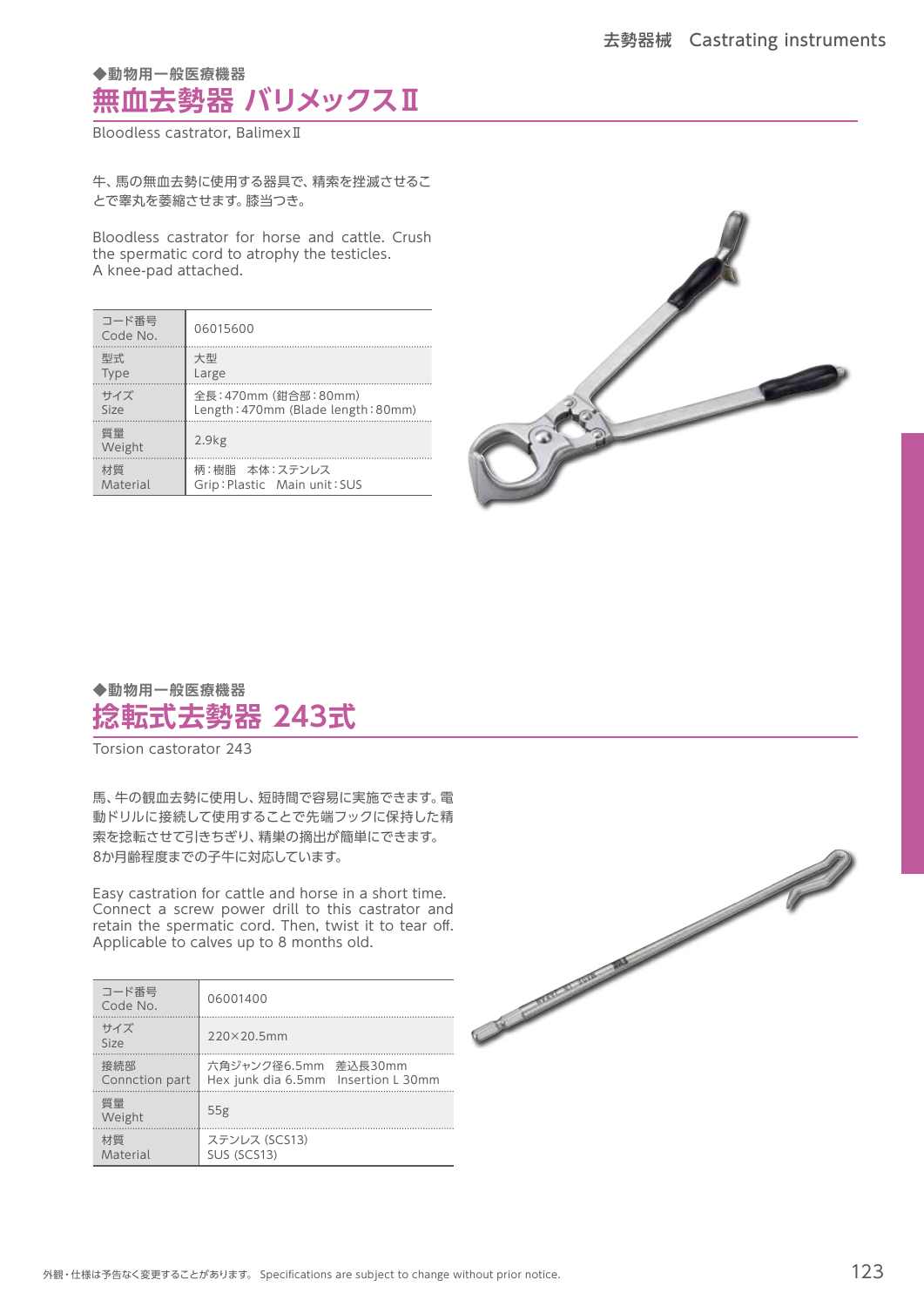◆動物用一般医療機器

# 無血去勢器 バリメックスⅡ

Bloodless castrator, BalimexⅡ

牛、馬の無血去勢に使用する器具で、精索を挫滅させることで睾丸を萎縮させます。膝当つき。

Bloodless castrator for horse and cattle. Crush the spermatic cord to atrophy the testicles.
A knee-pad attached.

| | |
|---|---|
| コード番号 Code No. | 06015600 |
| 型式 Type | 大型 Large |
| サイズ Size | 全長：470mm（鉗合部：80mm） Length：470mm (Blade length：80mm) |
| 質量 Weight | 2.9kg |
| 材質 Material | 柄：樹脂　本体：ステンレス Grip：Plastic　Main unit：SUS |

◆動物用一般医療機器

# 捻転式去勢器 243式

Torsion castorator 243

馬、牛の観血去勢に使用し、短時間で容易に実施できます。電動ドリルに接続して使用することで先端フックに保持した精索を捻転させて引きちぎり、精巣の摘出が簡単にできます。8か月齢程度までの子牛に対応しています。

Easy castration for cattle and horse in a short time. Connect a screw power drill to this castrator and retain the spermatic cord. Then, twist it to tear off. Applicable to calves up to 8 months old.

| | |
|---|---|
| コード番号 Code No. | 06001400 |
| サイズ Size | 220×20.5mm |
| 接続部 Connction part | 六角ジャンク径6.5mm　差込長30mm Hex junk dia 6.5mm　Insertion L 30mm |
| 質量 Weight | 55g |
| 材質 Material | ステンレス（SCS13） SUS (SCS13) |

外観・仕様は予告なく変更することがあります。 Specifications are subject to change without prior notice.